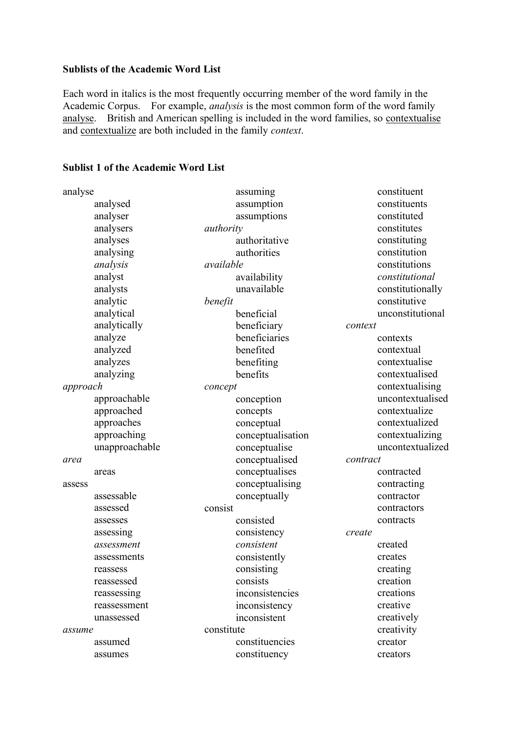**Sublists of the Academic Word List**

Each word in italics is the most frequently occurring member of the word family in the Academic Corpus. For example, *analysis* is the most common form of the word family analyse. British and American spelling is included in the word families, so contextualise and contextualize are both included in the family *context*.

**Sublist 1 of the Academic Word List**

analyse
- analysed
- analyser
- analysers
- analyses
- analysing
- *analysis*
- analyst
- analysts
- analytic
- analytical
- analytically
- analyze
- analyzed
- analyzes
- analyzing

*approach*
- approachable
- approached
- approaches
- approaching
- unapproachable

*area*
- areas

assess
- assessable
- assessed
- assesses
- assessing
- *assessment*
- assessments
- reassess
- reassessed
- reassessing
- reassessment
- unassessed

*assume*
- assumed
- assumes
- assuming
- assumption
- assumptions

*authority*
- authoritative
- authorities

*available*
- availability
- unavailable

*benefit*
- beneficial
- beneficiary
- beneficiaries
- benefited
- benefiting
- benefits

*concept*
- conception
- concepts
- conceptual
- conceptualisation
- conceptualise
- conceptualised
- conceptualises
- conceptualising
- conceptually

consist
- consisted
- consistency
- *consistent*
- consistently
- consisting
- consists
- inconsistencies
- inconsistency
- inconsistent

constitute
- constituencies
- constituency
- constituent
- constituents
- constituted
- constitutes
- constituting
- constitution
- constitutions
- *constitutional*
- constitutionally
- constitutive
- unconstitutional

*context*
- contexts
- contextual
- contextualise
- contextualised
- contextualising
- uncontextualised
- contextualize
- contextualized
- contextualizing
- uncontextualized

*contract*
- contracted
- contracting
- contractor
- contractors
- contracts

*create*
- created
- creates
- creating
- creation
- creations
- creative
- creatively
- creativity
- creator
- creators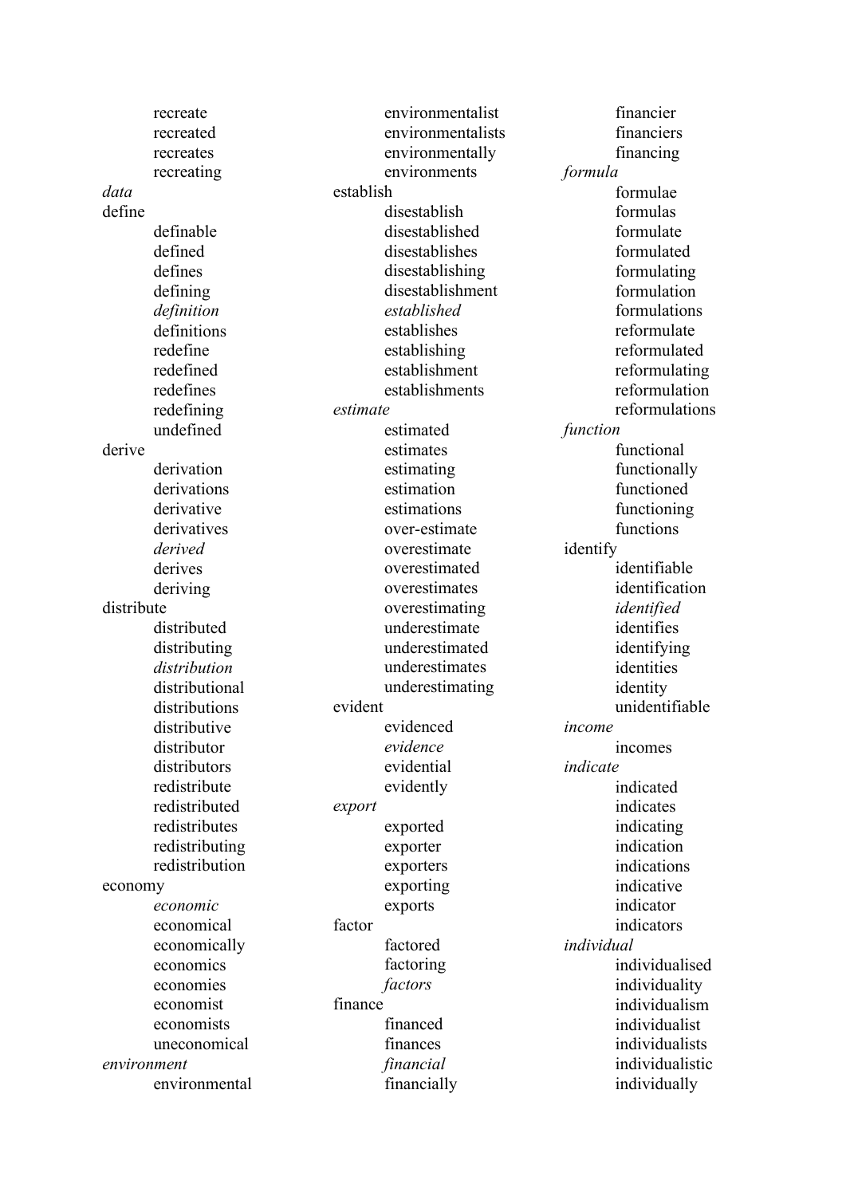recreate
recreated
recreates
recreating

*data*

define
- definable
- defined
- defines
- defining
- *definition*
- definitions
- redefine
- redefined
- redefines
- redefining
- undefined

derive
- derivation
- derivations
- derivative
- derivatives
- *derived*
- derives
- deriving

distribute
- distributed
- distributing
- *distribution*
- distributional
- distributions
- distributive
- distributor
- distributors
- redistribute
- redistributed
- redistributes
- redistributing
- redistribution

economy
- *economic*
- economical
- economically
- economics
- economies
- economist
- economists
- uneconomical

*environment*
- environmental
- environmentalist
- environmentalists
- environmentally
- environments

establish
- disestablish
- disestablished
- disestablishes
- disestablishing
- disestablishment
- *established*
- establishes
- establishing
- establishment
- establishments

*estimate*
- estimated
- estimates
- estimating
- estimation
- estimations
- over-estimate
- overestimate
- overestimated
- overestimates
- overestimating
- underestimate
- underestimated
- underestimates
- underestimating

evident
- evidenced
- *evidence*
- evidential
- evidently

*export*
- exported
- exporter
- exporters
- exporting
- exports

factor
- factored
- factoring
- *factors*

finance
- financed
- finances
- *financial*
- financially
- financier
- financiers
- financing

*formula*
- formulae
- formulas
- formulate
- formulated
- formulating
- formulation
- formulations
- reformulate
- reformulated
- reformulating
- reformulation
- reformulations

*function*
- functional
- functionally
- functioned
- functioning
- functions

identify
- identifiable
- identification
- *identified*
- identifies
- identifying
- identities
- identity
- unidentifiable

*income*
- incomes

*indicate*
- indicated
- indicates
- indicating
- indication
- indications
- indicative
- indicator
- indicators

*individual*
- individualised
- individuality
- individualism
- individualist
- individualists
- individualistic
- individually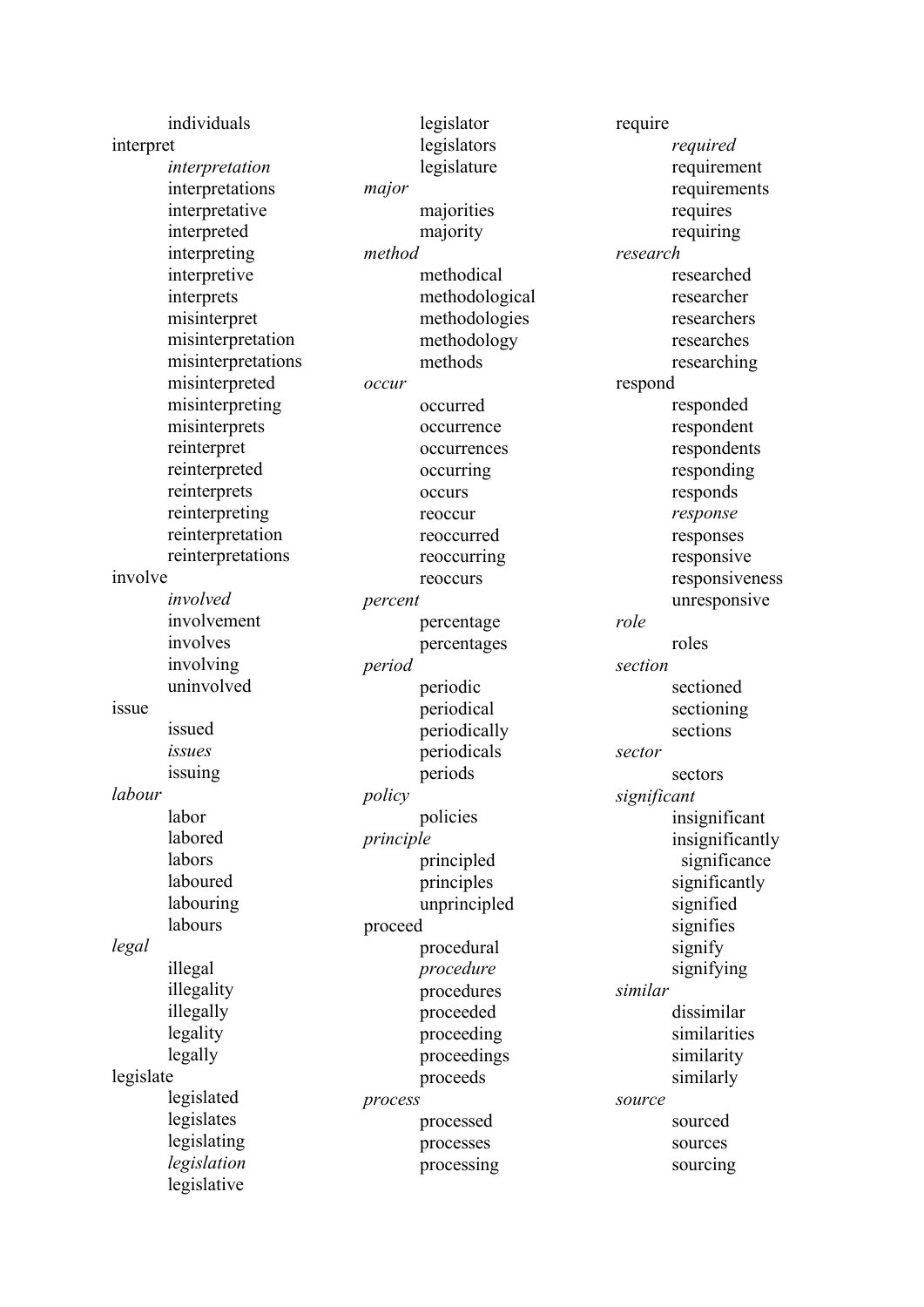individuals

interpret

- *interpretation*
- interpretations
- interpretative
- interpreted
- interpreting
- interpretive
- interprets
- misinterpret
- misinterpretation
- misinterpretations
- misinterpreted
- misinterpreting
- misinterprets
- reinterpret
- reinterpreted
- reinterprets
- reinterpreting
- reinterpretation
- reinterpretations

involve

- *involved*
- involvement
- involves
- involving
- uninvolved

issue

- issued
- *issues*
- issuing

*labour*

- labor
- labored
- labors
- laboured
- labouring
- labours

*legal*

- illegal
- illegality
- illegally
- legality
- legally

legislate

- legislated
- legislates
- legislating
- *legislation*
- legislative
- legislator
- legislators
- legislature

*major*

- majorities
- majority

*method*

- methodical
- methodological
- methodologies
- methodology
- methods

*occur*

- occurred
- occurrence
- occurrences
- occurring
- occurs
- reoccur
- reoccurred
- reoccurring
- reoccurs

*percent*

- percentage
- percentages

*period*

- periodic
- periodical
- periodically
- periodicals
- periods

*policy*

- policies

*principle*

- principled
- principles
- unprincipled

proceed

- procedural
- *procedure*
- procedures
- proceeded
- proceeding
- proceedings
- proceeds

*process*

- processed
- processes
- processing

require

- *required*
- requirement
- requirements
- requires
- requiring

*research*

- researched
- researcher
- researchers
- researches
- researching

respond

- responded
- respondent
- respondents
- responding
- responds
- *response*
- responses
- responsive
- responsiveness
- unresponsive

*role*

- roles

*section*

- sectioned
- sectioning
- sections

*sector*

- sectors

*significant*

- insignificant
- insignificantly
- significance
- significantly
- signified
- signifies
- signify
- signifying

*similar*

- dissimilar
- similarities
- similarity
- similarly

*source*

- sourced
- sources
- sourcing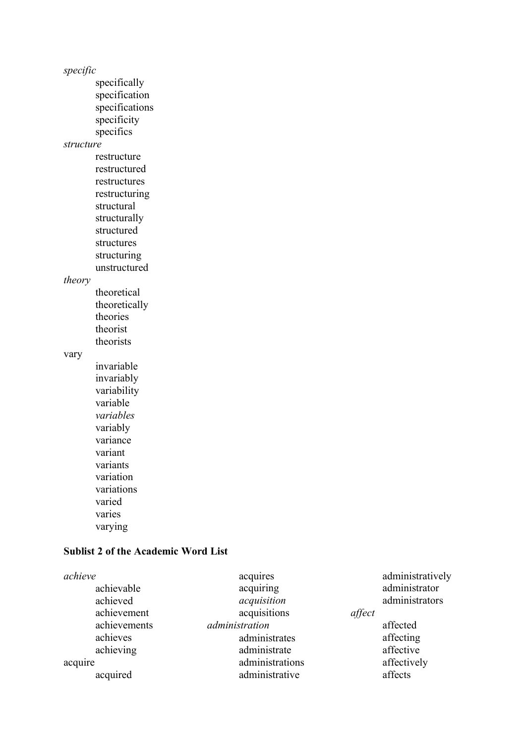*specific*

- specifically
- specification
- specifications
- specificity
- specifics

*structure*

- restructure
- restructured
- restructures
- restructuring
- structural
- structurally
- structured
- structures
- structuring
- unstructured

*theory*

- theoretical
- theoretically
- theories
- theorist
- theorists

vary

- invariable
- invariably
- variability
- variable
- *variables*
- variably
- variance
- variant
- variants
- variation
- variations
- varied
- varies
- varying

**Sublist 2 of the Academic Word List**

*achieve*

- achievable
- achieved
- achievement
- achievements
- achieves
- achieving

acquire

- acquired
- acquires
- acquiring
- *acquisition*
- acquisitions

*administration*

- administrates
- administrate
- administrations
- administrative
- administratively
- administrator
- administrators

*affect*

- affected
- affecting
- affective
- affectively
- affects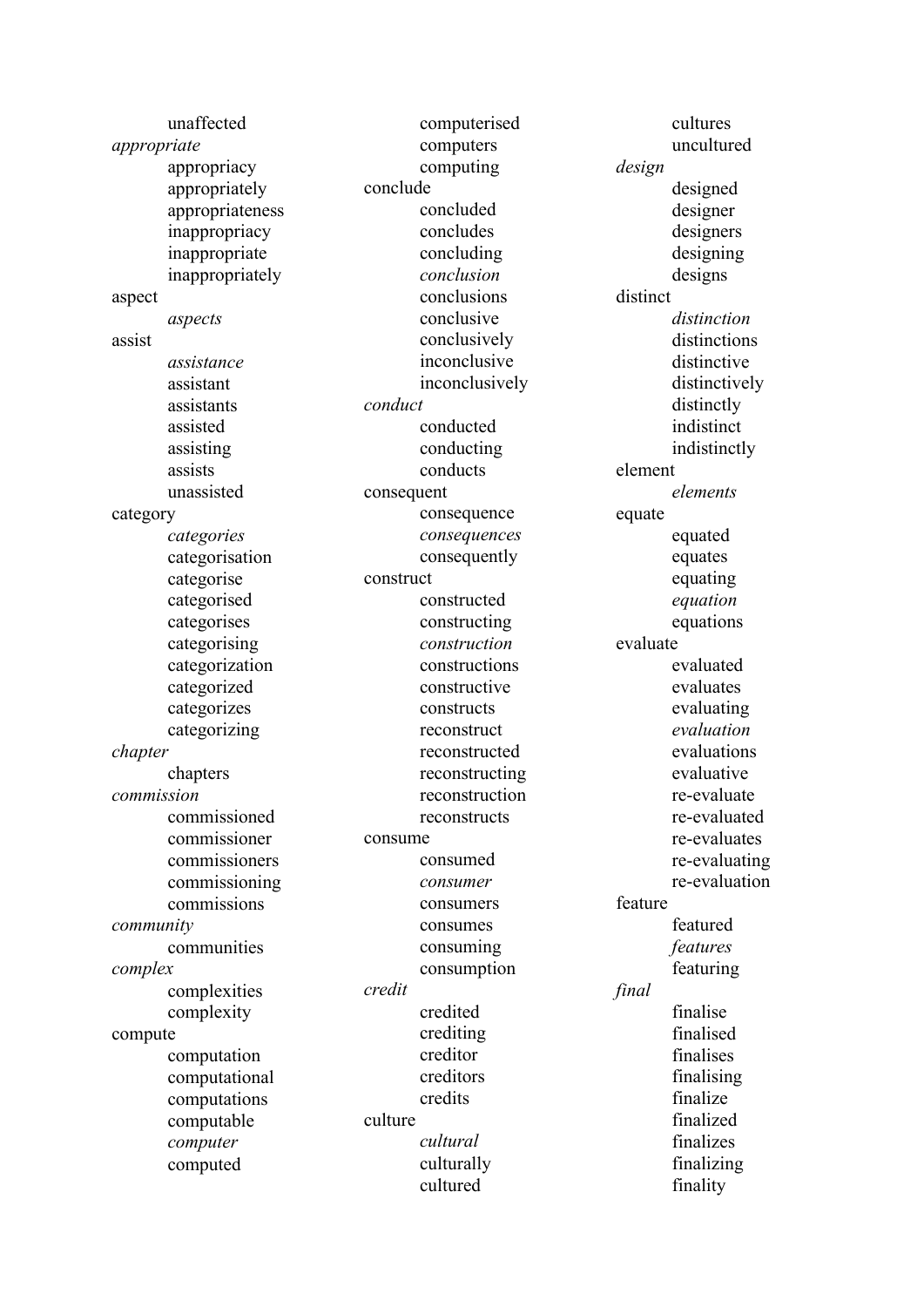unaffected

*appropriate*

- appropriacy
- appropriately
- appropriateness
- inappropriacy
- inappropriate
- inappropriately

aspect

- *aspects*

assist

- *assistance*
- assistant
- assistants
- assisted
- assisting
- assists
- unassisted

category

- *categories*
- categorisation
- categorise
- categorised
- categorises
- categorising
- categorization
- categorized
- categorizes
- categorizing

*chapter*

- chapters

*commission*

- commissioned
- commissioner
- commissioners
- commissioning
- commissions

*community*

- communities

*complex*

- complexities
- complexity

compute

- computation
- computational
- computations
- computable
- *computer*
- computed
- computerised
- computers
- computing

conclude

- concluded
- concludes
- concluding
- *conclusion*
- conclusions
- conclusive
- conclusively
- inconclusive
- inconclusively

*conduct*

- conducted
- conducting
- conducts

consequent

- consequence
- *consequences*
- consequently

construct

- constructed
- constructing
- *construction*
- constructions
- constructive
- constructs
- reconstruct
- reconstructed
- reconstructing
- reconstruction
- reconstructs

consume

- consumed
- *consumer*
- consumers
- consumes
- consuming
- consumption

*credit*

- credited
- crediting
- creditor
- creditors
- credits

culture

- *cultural*
- culturally
- cultured
- cultures
- uncultured

*design*

- designed
- designer
- designers
- designing
- designs

distinct

- *distinction*
- distinctions
- distinctive
- distinctively
- distinctly
- indistinct
- indistinctly

element

- *elements*

equate

- equated
- equates
- equating
- *equation*
- equations

evaluate

- evaluated
- evaluates
- evaluating
- *evaluation*
- evaluations
- evaluative
- re-evaluate
- re-evaluated
- re-evaluates
- re-evaluating
- re-evaluation

feature

- featured
- *features*
- featuring

*final*

- finalise
- finalised
- finalises
- finalising
- finalize
- finalized
- finalizes
- finalizing
- finality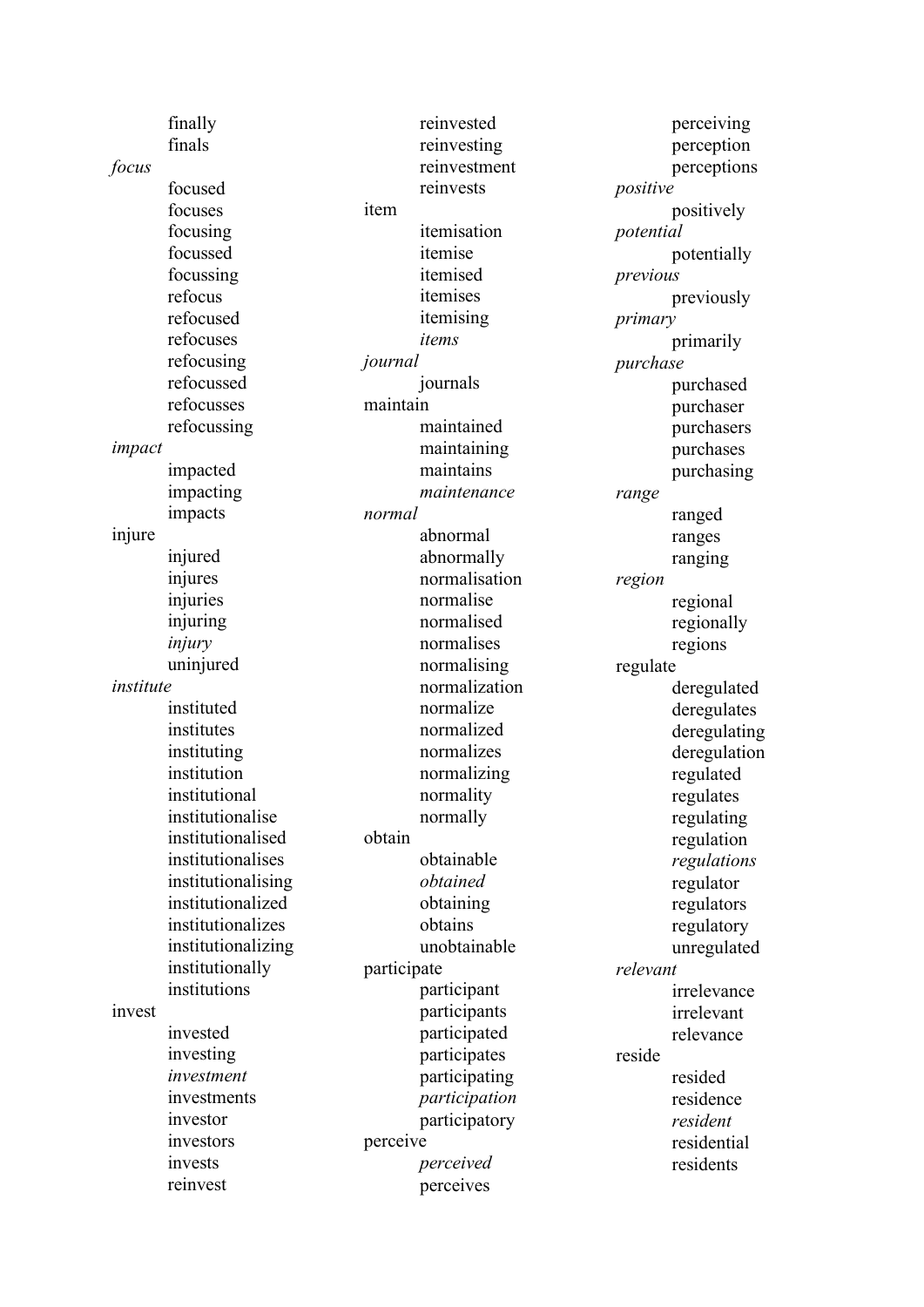finally
finals

*focus*
- focused
- focuses
- focusing
- focussed
- focussing
- refocus
- refocused
- refocuses
- refocusing
- refocussed
- refocusses
- refocussing

*impact*
- impacted
- impacting
- impacts

injure
- injured
- injures
- injuries
- injuring
- *injury*
- uninjured

*institute*
- instituted
- institutes
- instituting
- institution
- institutional
- institutionalise
- institutionalised
- institutionalises
- institutionalising
- institutionalized
- institutionalizes
- institutionalizing
- institutionally
- institutions

invest
- invested
- investing
- *investment*
- investments
- investor
- investors
- invests
- reinvest
- reinvested
- reinvesting
- reinvestment
- reinvests

item
- itemisation
- itemise
- itemised
- itemises
- itemising
- *items*

*journal*
- journals

maintain
- maintained
- maintaining
- maintains
- *maintenance*

*normal*
- abnormal
- abnormally
- normalisation
- normalise
- normalised
- normalises
- normalising
- normalization
- normalize
- normalized
- normalizes
- normalizing
- normality
- normally

obtain
- obtainable
- *obtained*
- obtaining
- obtains
- unobtainable

participate
- participant
- participants
- participated
- participates
- participating
- *participation*
- participatory

perceive
- *perceived*
- perceives
- perceiving
- perception
- perceptions

*positive*
- positively

*potential*
- potentially

*previous*
- previously

*primary*
- primarily

*purchase*
- purchased
- purchaser
- purchasers
- purchases
- purchasing

*range*
- ranged
- ranges
- ranging

*region*
- regional
- regionally
- regions

regulate
- deregulated
- deregulates
- deregulating
- deregulation
- regulated
- regulates
- regulating
- regulation
- *regulations*
- regulator
- regulators
- regulatory
- unregulated

*relevant*
- irrelevance
- irrelevant
- relevance

reside
- resided
- residence
- *resident*
- residential
- residents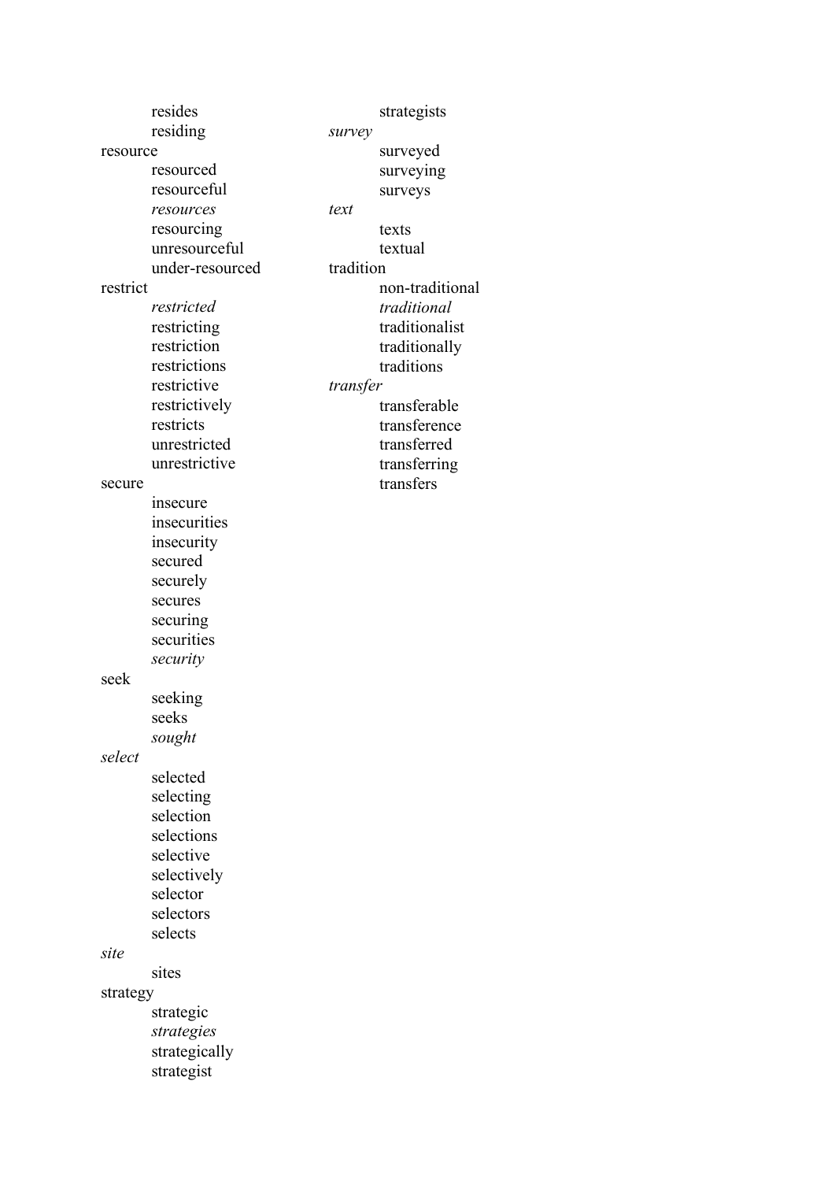resides
residing

resource
- resourced
- resourceful
- *resources*
- resourcing
- unresourceful
- under-resourced

restrict
- *restricted*
- restricting
- restriction
- restrictions
- restrictive
- restrictively
- restricts
- unrestricted
- unrestrictive

secure
- insecure
- insecurities
- insecurity
- secured
- securely
- secures
- securing
- securities
- *security*

seek
- seeking
- seeks
- *sought*

*select*
- selected
- selecting
- selection
- selections
- selective
- selectively
- selector
- selectors
- selects

*site*
- sites

strategy
- strategic
- *strategies*
- strategically
- strategist
- strategists

*survey*
- surveyed
- surveying
- surveys

*text*
- texts
- textual

tradition
- non-traditional
- *traditional*
- traditionalist
- traditionally
- traditions

*transfer*
- transferable
- transference
- transferred
- transferring
- transfers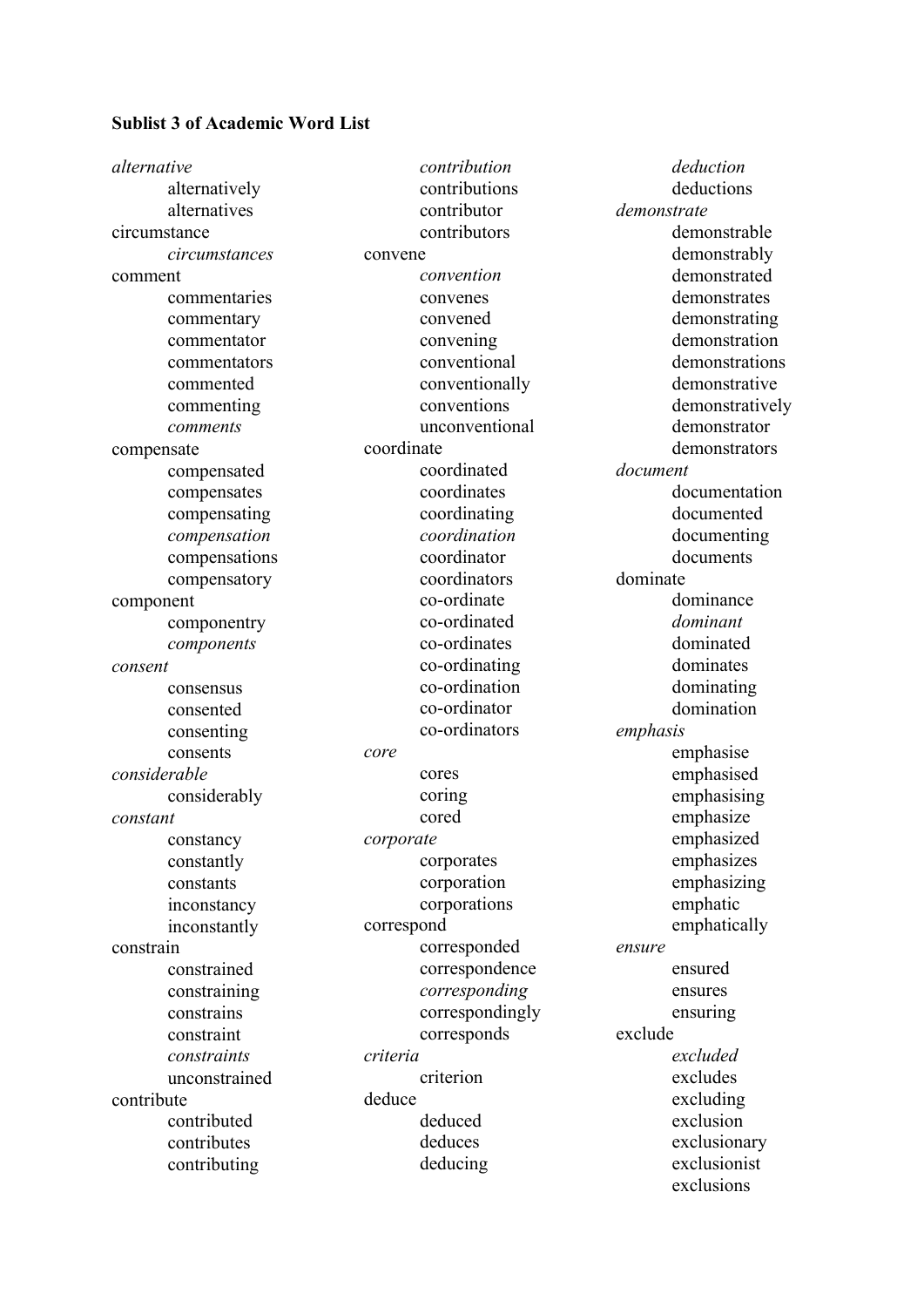**Sublist 3 of Academic Word List**

*alternative*
- alternatively
- alternatives

circumstance
- *circumstances*

comment
- commentaries
- commentary
- commentator
- commentators
- commented
- commenting
- *comments*

compensate
- compensated
- compensates
- compensating
- *compensation*
- compensations
- compensatory

component
- componentry
- *components*

*consent*
- consensus
- consented
- consenting
- consents

*considerable*
- considerably

*constant*
- constancy
- constantly
- constants
- inconstancy
- inconstantly

constrain
- constrained
- constraining
- constrains
- constraint
- *constraints*
- unconstrained

contribute
- contributed
- contributes
- contributing
- *contribution*
- contributions
- contributor
- contributors

convene
- *convention*
- convenes
- convened
- convening
- conventional
- conventionally
- conventions
- unconventional

coordinate
- coordinated
- coordinates
- coordinating
- *coordination*
- coordinator
- coordinators
- co-ordinate
- co-ordinated
- co-ordinates
- co-ordinating
- co-ordination
- co-ordinator
- co-ordinators

*core*
- cores
- coring
- cored

*corporate*
- corporates
- corporation
- corporations

correspond
- corresponded
- correspondence
- *corresponding*
- correspondingly
- corresponds

*criteria*
- criterion

deduce
- deduced
- deduces
- deducing
- *deduction*
- deductions

*demonstrate*
- demonstrable
- demonstrably
- demonstrated
- demonstrates
- demonstrating
- demonstration
- demonstrations
- demonstrative
- demonstratively
- demonstrator
- demonstrators

*document*
- documentation
- documented
- documenting
- documents

dominate
- dominance
- *dominant*
- dominated
- dominates
- dominating
- domination

*emphasis*
- emphasise
- emphasised
- emphasising
- emphasize
- emphasized
- emphasizes
- emphasizing
- emphatic
- emphatically

*ensure*
- ensured
- ensures
- ensuring

exclude
- *excluded*
- excludes
- excluding
- exclusion
- exclusionary
- exclusionist
- exclusions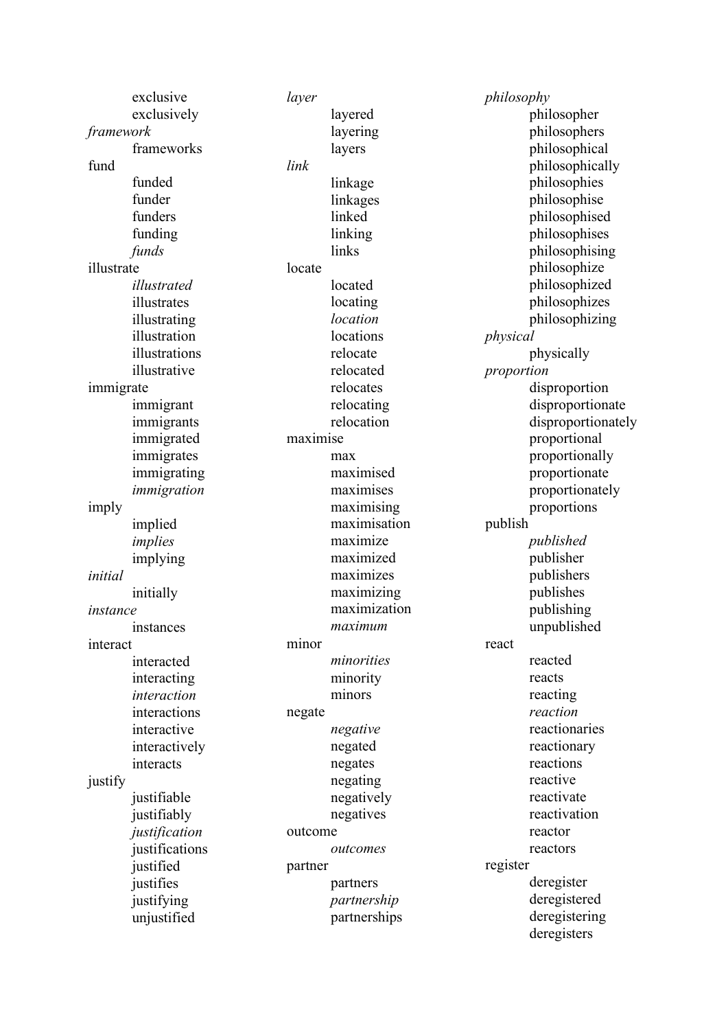- exclusive
- exclusively

*framework*
- frameworks

fund
- funded
- funder
- funders
- funding
- *funds*

illustrate
- *illustrated*
- illustrates
- illustrating
- illustration
- illustrations
- illustrative

immigrate
- immigrant
- immigrants
- immigrated
- immigrates
- immigrating
- *immigration*

imply
- implied
- *implies*
- implying

*initial*
- initially

*instance*
- instances

interact
- interacted
- interacting
- *interaction*
- interactions
- interactive
- interactively
- interacts

justify
- justifiable
- justifiably
- *justification*
- justifications
- justified
- justifies
- justifying
- unjustified

*layer*
- layered
- layering
- layers

*link*
- linkage
- linkages
- linked
- linking
- links

locate
- located
- locating
- *location*
- locations
- relocate
- relocated
- relocates
- relocating
- relocation

maximise
- max
- maximised
- maximises
- maximising
- maximisation
- maximize
- maximized
- maximizes
- maximizing
- maximization
- *maximum*

minor
- *minorities*
- minority
- minors

negate
- *negative*
- negated
- negates
- negating
- negatively
- negatives

outcome
- *outcomes*

partner
- partners
- *partnership*
- partnerships

*philosophy*
- philosopher
- philosophers
- philosophical
- philosophically
- philosophies
- philosophise
- philosophised
- philosophises
- philosophising
- philosophize
- philosophized
- philosophizes
- philosophizing

*physical*
- physically

*proportion*
- disproportion
- disproportionate
- disproportionately
- proportional
- proportionally
- proportionate
- proportionately
- proportions

publish
- *published*
- publisher
- publishers
- publishes
- publishing
- unpublished

react
- reacted
- reacts
- reacting
- *reaction*
- reactionaries
- reactionary
- reactions
- reactive
- reactivate
- reactivation
- reactor
- reactors

register
- deregister
- deregistered
- deregistering
- deregisters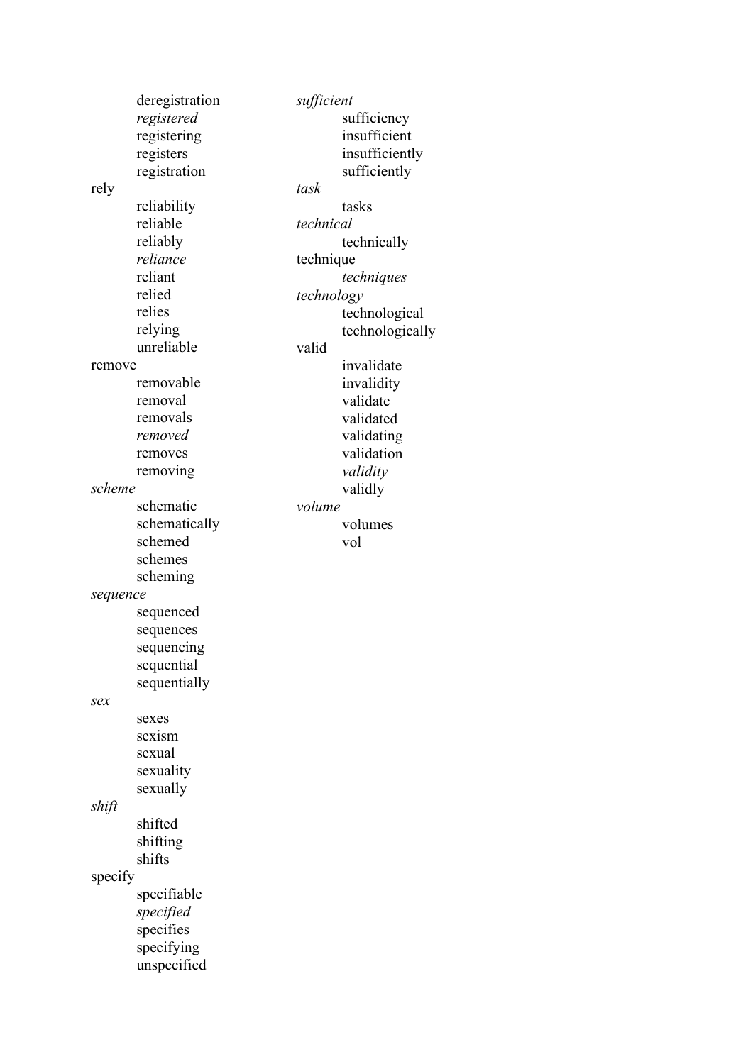- deregistration
- *registered*
- registering
- registers
- registration

rely
- reliability
- reliable
- reliably
- *reliance*
- reliant
- relied
- relies
- relying
- unreliable

remove
- removable
- removal
- removals
- *removed*
- removes
- removing

*scheme*
- schematic
- schematically
- schemed
- schemes
- scheming

*sequence*
- sequenced
- sequences
- sequencing
- sequential
- sequentially

*sex*
- sexes
- sexism
- sexual
- sexuality
- sexually

*shift*
- shifted
- shifting
- shifts

specify
- specifiable
- *specified*
- specifies
- specifying
- unspecified

*sufficient*
- sufficiency
- insufficient
- insufficiently
- sufficiently

*task*
- tasks

*technical*
- technically

technique
- *techniques*

*technology*
- technological
- technologically

valid
- invalidate
- invalidity
- validate
- validated
- validating
- validation
- *validity*
- validly

*volume*
- volumes
- vol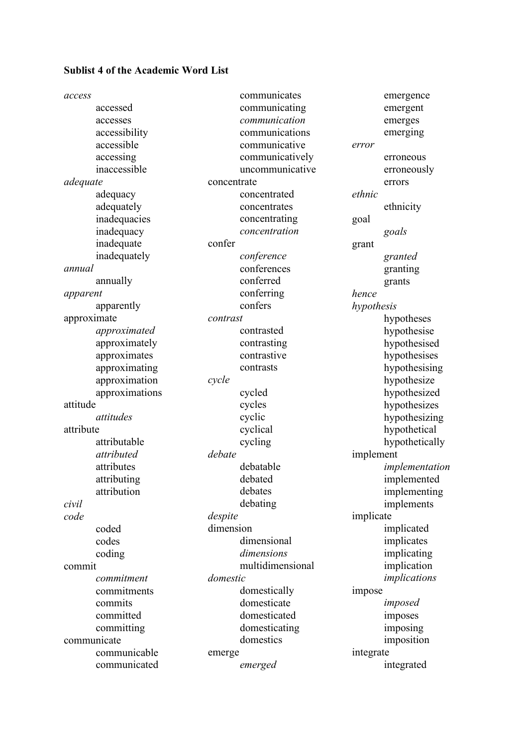**Sublist 4 of the Academic Word List**

*access*
- accessed
- accesses
- accessibility
- accessible
- accessing
- inaccessible

*adequate*
- adequacy
- adequately
- inadequacies
- inadequacy
- inadequate
- inadequately

*annual*
- annually

*apparent*
- apparently

approximate
- *approximated*
- approximately
- approximates
- approximating
- approximation
- approximations

attitude
- *attitudes*

attribute
- attributable
- *attributed*
- attributes
- attributing
- attribution

*civil*

*code*
- coded
- codes
- coding

commit
- *commitment*
- commitments
- commits
- committed
- committing

communicate
- communicable
- communicated
- communicates
- communicating
- *communication*
- communications
- communicative
- communicatively
- uncommunicative

concentrate
- concentrated
- concentrates
- concentrating
- *concentration*

confer
- *conference*
- conferences
- conferred
- conferring
- confers

*contrast*
- contrasted
- contrasting
- contrastive
- contrasts

*cycle*
- cycled
- cycles
- cyclic
- cyclical
- cycling

*debate*
- debatable
- debated
- debates
- debating

*despite*

dimension
- dimensional
- *dimensions*
- multidimensional

*domestic*
- domestically
- domesticate
- domesticated
- domesticating
- domestics

emerge
- *emerged*
- emergence
- emergent
- emerges
- emerging

*error*
- erroneous
- erroneously
- errors

*ethnic*
- ethnicity

goal
- *goals*

grant
- *granted*
- granting
- grants

*hence*

*hypothesis*
- hypotheses
- hypothesise
- hypothesised
- hypothesises
- hypothesising
- hypothesize
- hypothesized
- hypothesizes
- hypothesizing
- hypothetical
- hypothetically

implement
- *implementation*
- implemented
- implementing
- implements

implicate
- implicated
- implicates
- implicating
- implication
- *implications*

impose
- *imposed*
- imposes
- imposing
- imposition

integrate
- integrated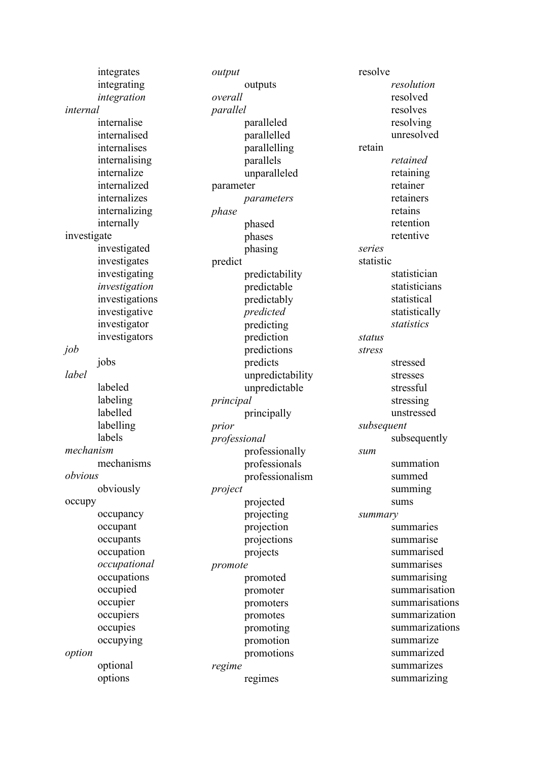integrates
integrating
*integration*

*internal*
internalise
internalised
internalises
internalising
internalize
internalized
internalizes
internalizing
internally

investigate
investigated
investigates
investigating
*investigation*
investigations
investigative
investigator
investigators

*job*
jobs

*label*
labeled
labeling
labelled
labelling
labels

*mechanism*
mechanisms

*obvious*
obviously

occupy
occupancy
occupant
occupants
occupation
*occupational*
occupations
occupied
occupier
occupiers
occupies
occupying

*option*
optional
options

*output*
outputs

*overall*

*parallel*
paralleled
parallelled
parallelling
parallels
unparalleled

parameter
*parameters*

*phase*
phased
phases
phasing

predict
predictability
predictable
predictably
*predicted*
predicting
prediction
predictions
predicts
unpredictability
unpredictable

*principal*
principally

*prior*

*professional*
professionally
professionals
professionalism

*project*
projected
projecting
projection
projections
projects

*promote*
promoted
promoter
promoters
promotes
promoting
promotion
promotions

*regime*
regimes

resolve
*resolution*
resolved
resolves
resolving
unresolved

retain
*retained*
retaining
retainer
retainers
retains
retention
retentive

*series*

statistic
statistician
statisticians
statistical
statistically
*statistics*

*status*

*stress*
stressed
stresses
stressful
stressing
unstressed

*subsequent*
subsequently

*sum*
summation
summed
summing
sums

*summary*
summaries
summarise
summarised
summarises
summarising
summarisation
summarisations
summarization
summarizations
summarize
summarized
summarizes
summarizing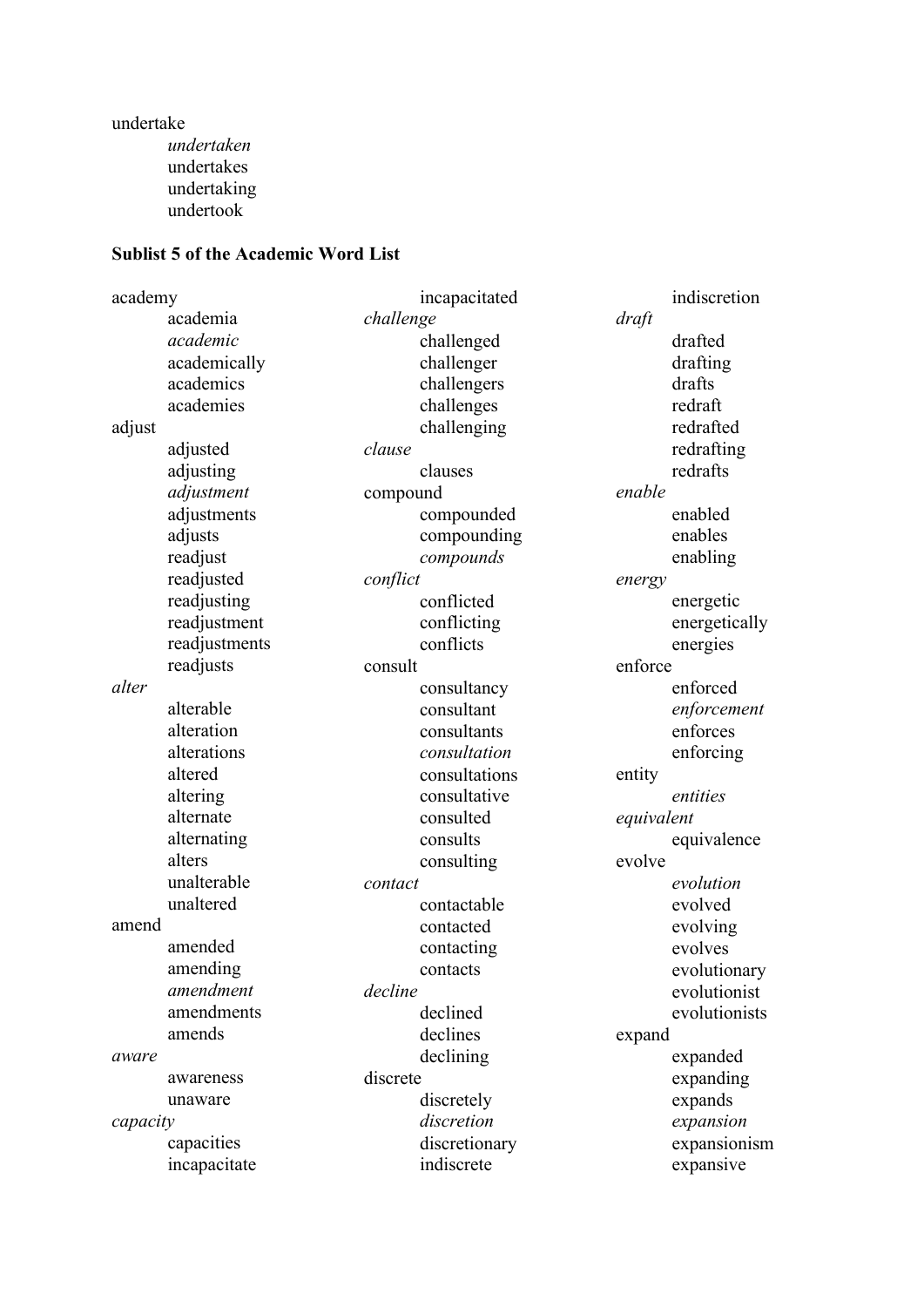undertake
  *undertaken*
  undertakes
  undertaking
  undertook

**Sublist 5 of the Academic Word List**

academy
  academia
  *academic*
  academically
  academics
  academies
adjust
  adjusted
  adjusting
  *adjustment*
  adjustments
  adjusts
  readjust
  readjusted
  readjusting
  readjustment
  readjustments
  readjusts
*alter*
  alterable
  alteration
  alterations
  altered
  altering
  alternate
  alternating
  alters
  unalterable
  unaltered
amend
  amended
  amending
  *amendment*
  amendments
  amends
*aware*
  awareness
  unaware
*capacity*
  capacities
  incapacitate
  incapacitated
*challenge*
  challenged
  challenger
  challengers
  challenges
  challenging
*clause*
  clauses
compound
  compounded
  compounding
  *compounds*
*conflict*
  conflicted
  conflicting
  conflicts
consult
  consultancy
  consultant
  consultants
  *consultation*
  consultations
  consultative
  consulted
  consults
  consulting
*contact*
  contactable
  contacted
  contacting
  contacts
*decline*
  declined
  declines
  declining
discrete
  discretely
  *discretion*
  discretionary
  indiscrete
  indiscretion
*draft*
  drafted
  drafting
  drafts
  redraft
  redrafted
  redrafting
  redrafts
*enable*
  enabled
  enables
  enabling
*energy*
  energetic
  energetically
  energies
enforce
  enforced
  *enforcement*
  enforces
  enforcing
entity
  *entities*
*equivalent*
  equivalence
evolve
  *evolution*
  evolved
  evolving
  evolves
  evolutionary
  evolutionist
  evolutionists
expand
  expanded
  expanding
  expands
  *expansion*
  expansionism
  expansive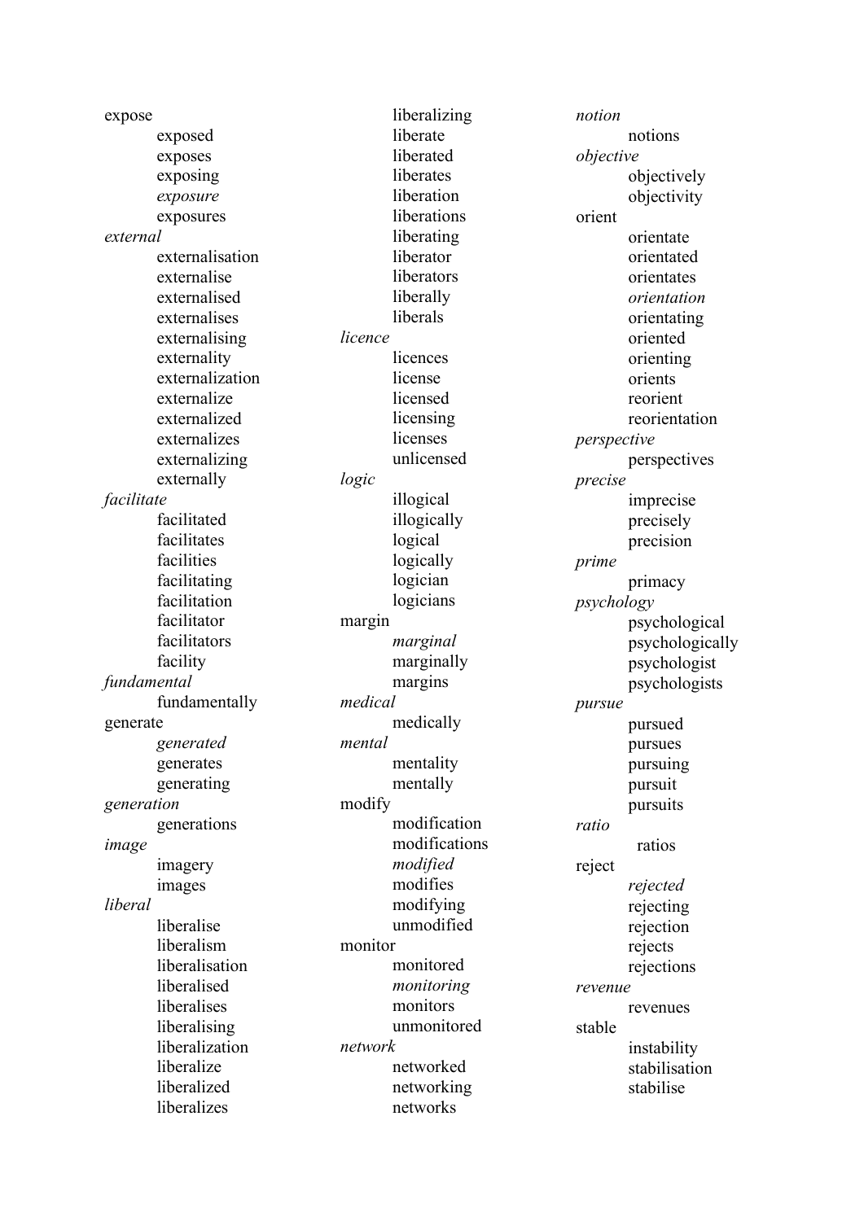expose
- exposed
- exposes
- exposing
- *exposure*
- exposures

*external*
- externalisation
- externalise
- externalised
- externalises
- externalising
- externality
- externalization
- externalize
- externalized
- externalizes
- externalizing
- externally

*facilitate*
- facilitated
- facilitates
- facilities
- facilitating
- facilitation
- facilitator
- facilitators
- facility

*fundamental*
- fundamentally

generate
- *generated*
- generates
- generating

*generation*
- generations

*image*
- imagery
- images

*liberal*
- liberalise
- liberalism
- liberalisation
- liberalised
- liberalises
- liberalising
- liberalization
- liberalize
- liberalized
- liberalizes
- liberalizing
- liberate
- liberated
- liberates
- liberation
- liberations
- liberating
- liberator
- liberators
- liberally
- liberals

*licence*
- licences
- license
- licensed
- licensing
- licenses
- unlicensed

*logic*
- illogical
- illogically
- logical
- logically
- logician
- logicians

margin
- *marginal*
- marginally
- margins

*medical*
- medically

*mental*
- mentality
- mentally

modify
- modification
- modifications
- *modified*
- modifies
- modifying
- unmodified

monitor
- monitored
- *monitoring*
- monitors
- unmonitored

*network*
- networked
- networking
- networks

*notion*
- notions

*objective*
- objectively
- objectivity

orient
- orientate
- orientated
- orientates
- *orientation*
- orientating
- oriented
- orienting
- orients
- reorient
- reorientation

*perspective*
- perspectives

*precise*
- imprecise
- precisely
- precision

*prime*
- primacy

*psychology*
- psychological
- psychologically
- psychologist
- psychologists

*pursue*
- pursued
- pursues
- pursuing
- pursuit
- pursuits

*ratio*
- ratios

reject
- *rejected*
- rejecting
- rejection
- rejects
- rejections

*revenue*
- revenues

stable
- instability
- stabilisation
- stabilise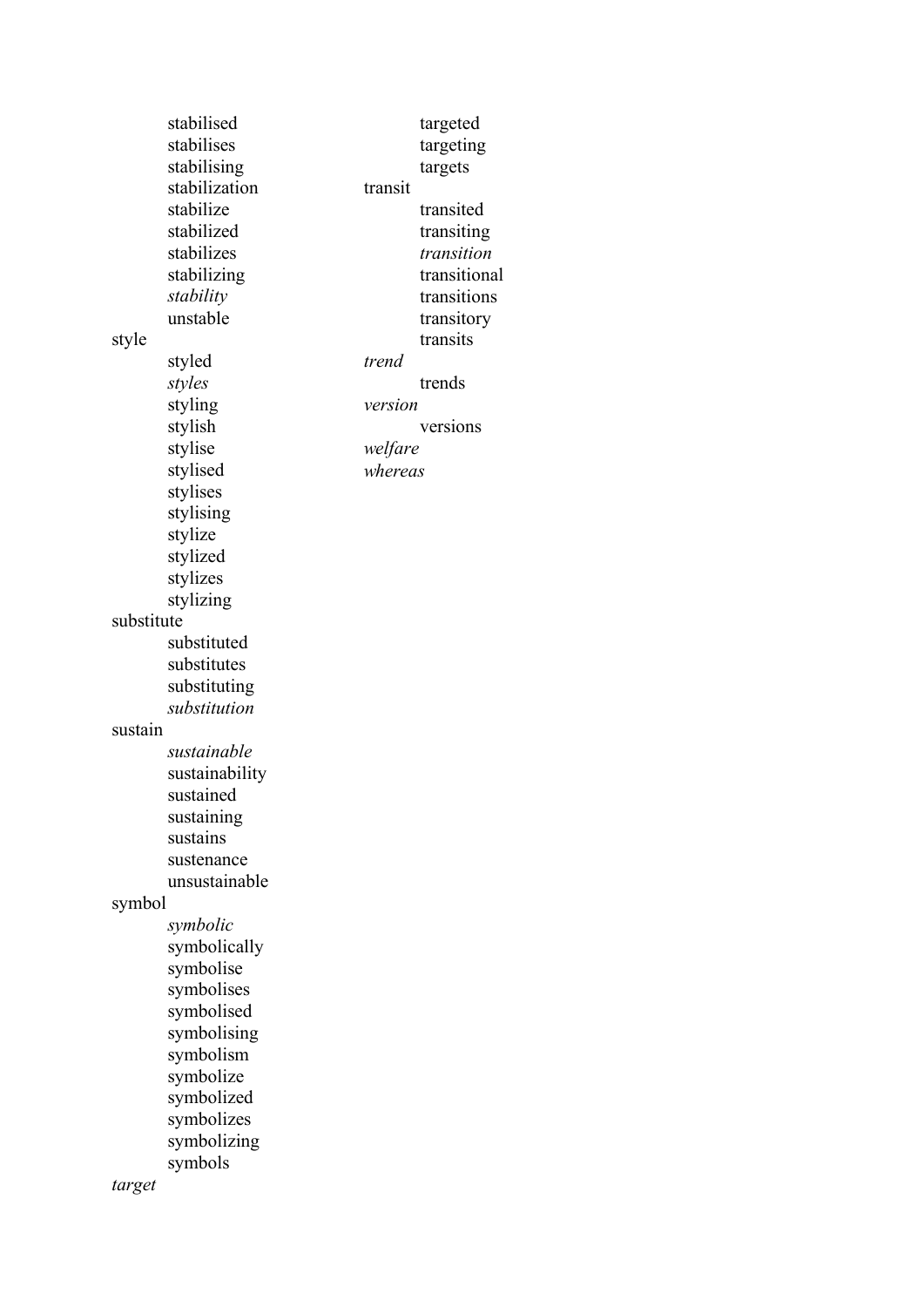stabilised
stabilises
stabilising
stabilization
stabilize
stabilized
stabilizes
stabilizing
*stability*
unstable

style
    styled
    *styles*
    styling
    stylish
    stylise
    stylised
    stylises
    stylising
    stylize
    stylized
    stylizes
    stylizing

substitute
    substituted
    substitutes
    substituting
    *substitution*

sustain
    *sustainable*
    sustainability
    sustained
    sustaining
    sustains
    sustenance
    unsustainable

symbol
    *symbolic*
    symbolically
    symbolise
    symbolises
    symbolised
    symbolising
    symbolism
    symbolize
    symbolized
    symbolizes
    symbolizing
    symbols

*target*
    targeted
    targeting
    targets

transit
    transited
    transiting
    *transition*
    transitional
    transitions
    transitory
    transits

*trend*
    trends

*version*
    versions

*welfare*

*whereas*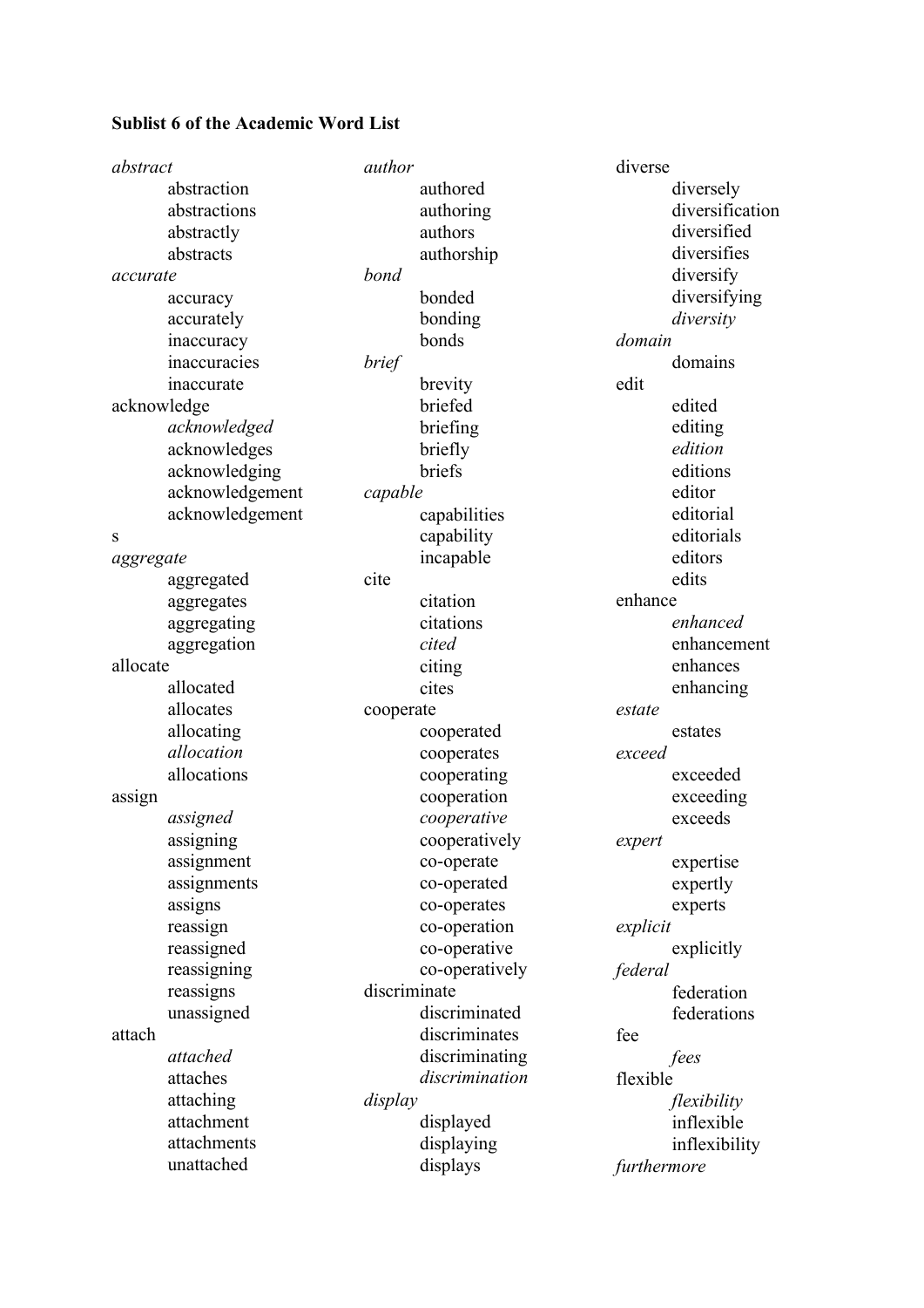**Sublist 6 of the Academic Word List**

*abstract*
- abstraction
- abstractions
- abstractly
- abstracts

*accurate*
- accuracy
- accurately
- inaccuracy
- inaccuracies
- inaccurate

acknowledge
- *acknowledged*
- acknowledges
- acknowledging
- acknowledgement
- acknowledgement

s

*aggregate*
- aggregated
- aggregates
- aggregating
- aggregation

allocate
- allocated
- allocates
- allocating
- *allocation*
- allocations

assign
- *assigned*
- assigning
- assignment
- assignments
- assigns
- reassign
- reassigned
- reassigning
- reassigns
- unassigned

attach
- *attached*
- attaches
- attaching
- attachment
- attachments
- unattached

*author*
- authored
- authoring
- authors
- authorship

*bond*
- bonded
- bonding
- bonds

*brief*
- brevity
- briefed
- briefing
- briefly
- briefs

*capable*
- capabilities
- capability
- incapable

cite
- citation
- citations
- *cited*
- citing
- cites

cooperate
- cooperated
- cooperates
- cooperating
- cooperation
- *cooperative*
- cooperatively
- co-operate
- co-operated
- co-operates
- co-operation
- co-operative
- co-operatively

discriminate
- discriminated
- discriminates
- discriminating
- *discrimination*

*display*
- displayed
- displaying
- displays

diverse
- diversely
- diversification
- diversified
- diversifies
- diversify
- diversifying
- *diversity*

*domain*
- domains

edit
- edited
- editing
- *edition*
- editions
- editor
- editorial
- editorials
- editors
- edits

enhance
- *enhanced*
- enhancement
- enhances
- enhancing

*estate*
- estates

*exceed*
- exceeded
- exceeding
- exceeds

*expert*
- expertise
- expertly
- experts

*explicit*
- explicitly

*federal*
- federation
- federations

fee
- *fees*

flexible
- *flexibility*
- inflexible
- inflexibility

*furthermore*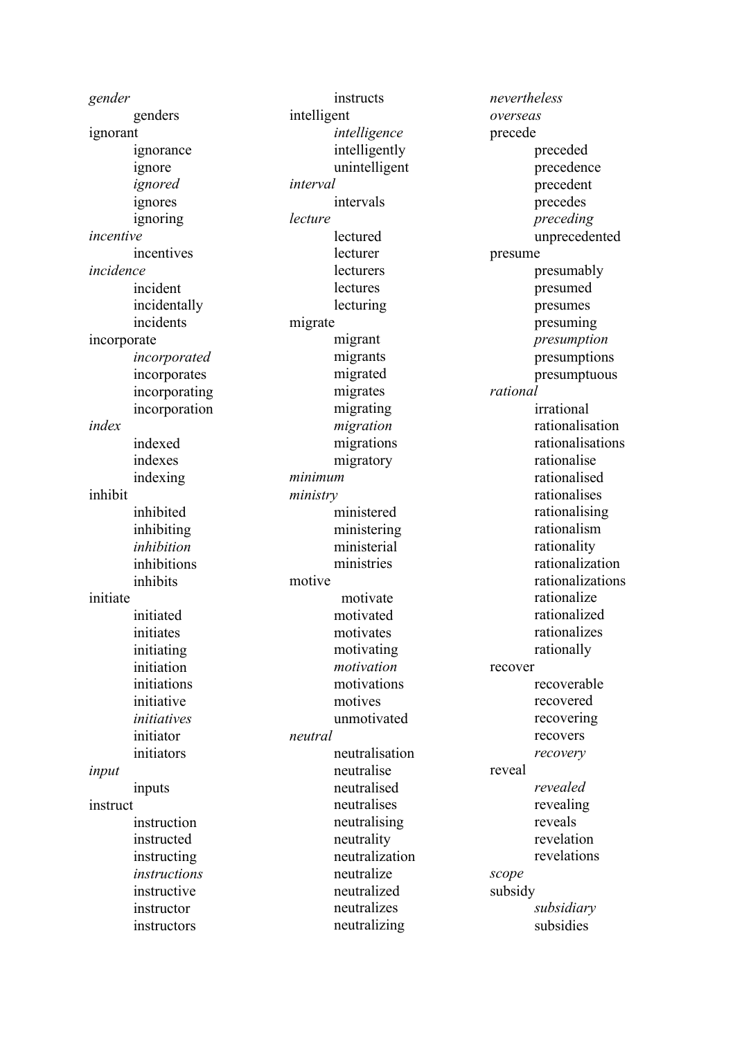*gender*
- genders

ignorant
- ignorance
- ignore
- *ignored*
- ignores
- ignoring

*incentive*
- incentives

*incidence*
- incident
- incidentally
- incidents

incorporate
- *incorporated*
- incorporates
- incorporating
- incorporation

*index*
- indexed
- indexes
- indexing

inhibit
- inhibited
- inhibiting
- *inhibition*
- inhibitions
- inhibits

initiate
- initiated
- initiates
- initiating
- initiation
- initiations
- initiative
- *initiatives*
- initiator
- initiators

*input*
- inputs

instruct
- instruction
- instructed
- instructing
- *instructions*
- instructive
- instructor
- instructors
- instructs

intelligent
- *intelligence*
- intelligently
- unintelligent

*interval*
- intervals

*lecture*
- lectured
- lecturer
- lecturers
- lectures
- lecturing

migrate
- migrant
- migrants
- migrated
- migrates
- migrating
- *migration*
- migrations
- migratory

*minimum*

*ministry*
- ministered
- ministering
- ministerial
- ministries

motive
- motivate
- motivated
- motivates
- motivating
- *motivation*
- motivations
- motives
- unmotivated

*neutral*
- neutralisation
- neutralise
- neutralised
- neutralises
- neutralising
- neutrality
- neutralization
- neutralize
- neutralized
- neutralizes
- neutralizing

*nevertheless*

*overseas*

precede
- preceded
- precedence
- precedent
- precedes
- *preceding*
- unprecedented

presume
- presumably
- presumed
- presumes
- presuming
- *presumption*
- presumptions
- presumptuous

*rational*
- irrational
- rationalisation
- rationalisations
- rationalise
- rationalised
- rationalises
- rationalising
- rationalism
- rationality
- rationalization
- rationalizations
- rationalize
- rationalized
- rationalizes
- rationally

recover
- recoverable
- recovered
- recovering
- recovers
- *recovery*

reveal
- *revealed*
- revealing
- reveals
- revelation
- revelations

*scope*

subsidy
- *subsidiary*
- subsidies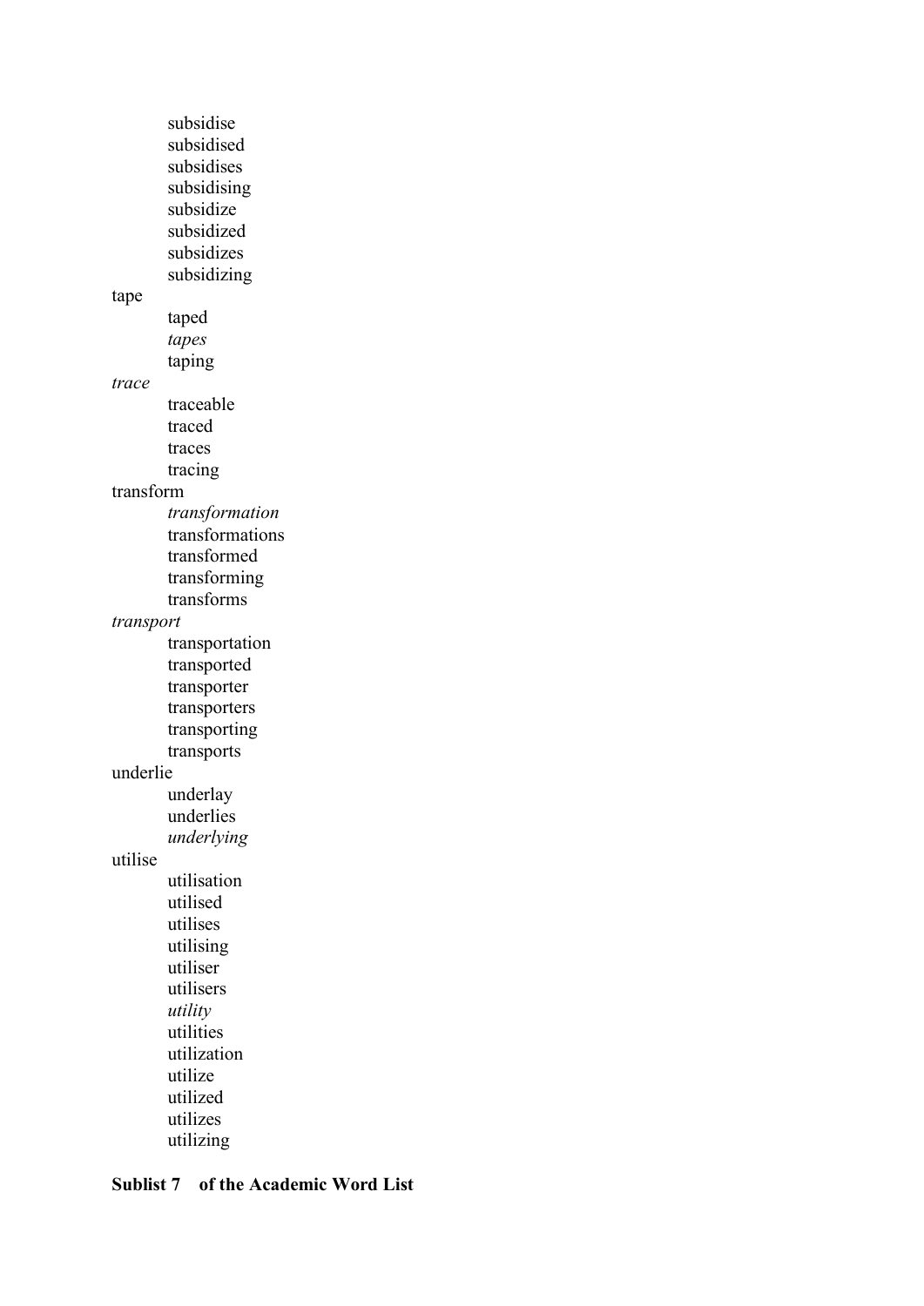- subsidise
- subsidised
- subsidises
- subsidising
- subsidize
- subsidized
- subsidizes
- subsidizing

tape
- taped
- *tapes*
- taping

*trace*
- traceable
- traced
- traces
- tracing

transform
- *transformation*
- transformations
- transformed
- transforming
- transforms

*transport*
- transportation
- transported
- transporter
- transporters
- transporting
- transports

underlie
- underlay
- underlies
- *underlying*

utilise
- utilisation
- utilised
- utilises
- utilising
- utiliser
- utilisers
- *utility*
- utilities
- utilization
- utilize
- utilized
- utilizes
- utilizing

**Sublist 7 of the Academic Word List**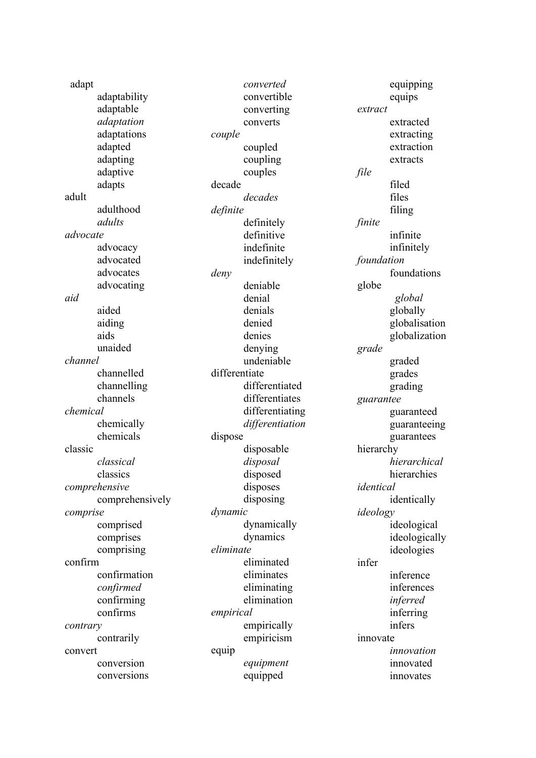adapt
- adaptability
- adaptable
- *adaptation*
- adaptations
- adapted
- adapting
- adaptive
- adapts

adult
- adulthood
- *adults*

*advocate*
- advocacy
- advocated
- advocates
- advocating

*aid*
- aided
- aiding
- aids
- unaided

*channel*
- channelled
- channelling
- channels

*chemical*
- chemically
- chemicals

classic
- *classical*
- classics

*comprehensive*
- comprehensively

*comprise*
- comprised
- comprises
- comprising

confirm
- confirmation
- *confirmed*
- confirming
- confirms

*contrary*
- contrarily

convert
- conversion
- conversions
- *converted*
- convertible
- converting
- converts

*couple*
- coupled
- coupling
- couples

decade
- *decades*

*definite*
- definitely
- definitive
- indefinite
- indefinitely

*deny*
- deniable
- denial
- denials
- denied
- denies
- denying
- undeniable

differentiate
- differentiated
- differentiates
- differentiating
- *differentiation*

dispose
- disposable
- *disposal*
- disposed
- disposes
- disposing

*dynamic*
- dynamically
- dynamics

*eliminate*
- eliminated
- eliminates
- eliminating
- elimination

*empirical*
- empirically
- empiricism

equip
- *equipment*
- equipped
- equipping
- equips

*extract*
- extracted
- extracting
- extraction
- extracts

*file*
- filed
- files
- filing

*finite*
- infinite
- infinitely

*foundation*
- foundations

globe
- *global*
- globally
- globalisation
- globalization

*grade*
- graded
- grades
- grading

*guarantee*
- guaranteed
- guaranteeing
- guarantees

hierarchy
- *hierarchical*
- hierarchies

*identical*
- identically

*ideology*
- ideological
- ideologically
- ideologies

infer
- inference
- inferences
- *inferred*
- inferring
- infers

innovate
- *innovation*
- innovated
- innovates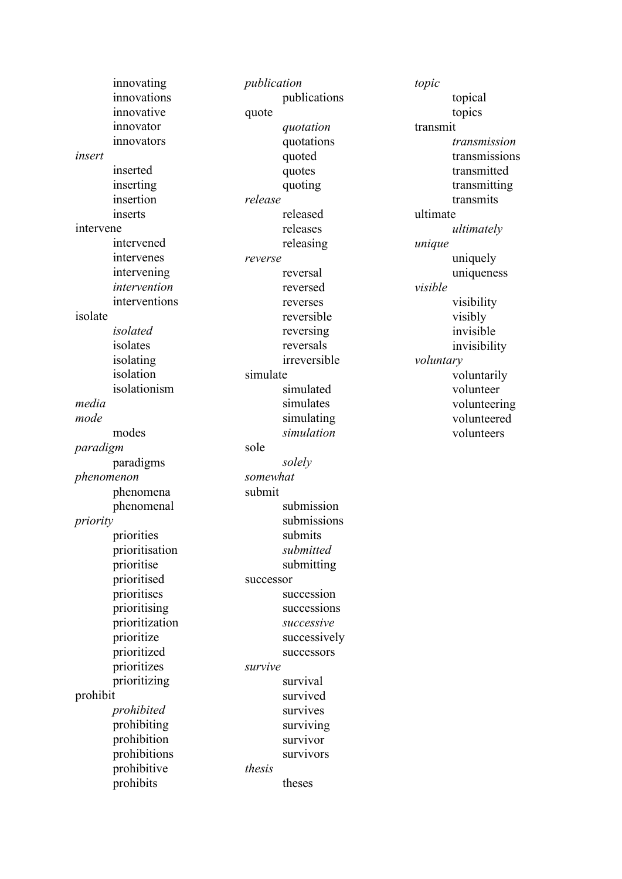innovating
innovations
innovative
innovator
innovators

*insert*
- inserted
- inserting
- insertion
- inserts

intervene
- intervened
- intervenes
- intervening
- *intervention*
- interventions

isolate
- *isolated*
- isolates
- isolating
- isolation
- isolationism

*media*

*mode*
- modes

*paradigm*
- paradigms

*phenomenon*
- phenomena
- phenomenal

*priority*
- priorities
- prioritisation
- prioritise
- prioritised
- prioritises
- prioritising
- prioritization
- prioritize
- prioritized
- prioritizes
- prioritizing

prohibit
- *prohibited*
- prohibiting
- prohibition
- prohibitions
- prohibitive
- prohibits

*publication*
- publications

quote
- *quotation*
- quotations
- quoted
- quotes
- quoting

*release*
- released
- releases
- releasing

*reverse*
- reversal
- reversed
- reverses
- reversible
- reversing
- reversals
- irreversible

simulate
- simulated
- simulates
- simulating
- *simulation*

sole
- *solely*

*somewhat*

submit
- submission
- submissions
- submits
- *submitted*
- submitting

successor
- succession
- successions
- *successive*
- successively
- successors

*survive*
- survival
- survived
- survives
- surviving
- survivor
- survivors

*thesis*
- theses

*topic*
- topical
- topics

transmit
- *transmission*
- transmissions
- transmitted
- transmitting
- transmits

ultimate
- *ultimately*

*unique*
- uniquely
- uniqueness

*visible*
- visibility
- visibly
- invisible
- invisibility

*voluntary*
- voluntarily
- volunteer
- volunteering
- volunteered
- volunteers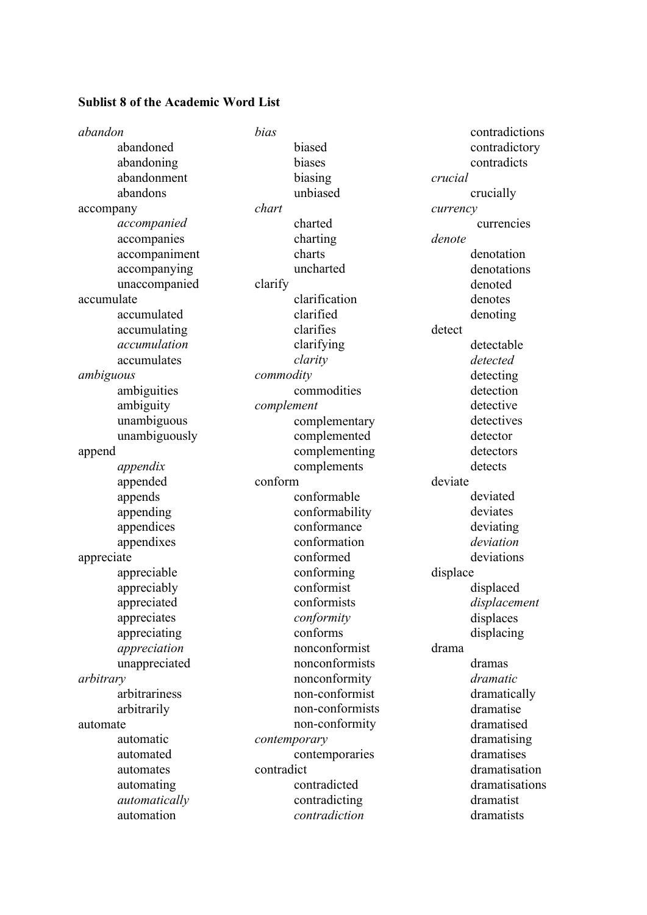**Sublist 8 of the Academic Word List**

*abandon*
- abandoned
- abandoning
- abandonment
- abandons

accompany
- *accompanied*
- accompanies
- accompaniment
- accompanying
- unaccompanied

accumulate
- accumulated
- accumulating
- *accumulation*
- accumulates

*ambiguous*
- ambiguities
- ambiguity
- unambiguous
- unambiguously

append
- *appendix*
- appended
- appends
- appending
- appendices
- appendixes

appreciate
- appreciable
- appreciably
- appreciated
- appreciates
- appreciating
- *appreciation*
- unappreciated

*arbitrary*
- arbitrariness
- arbitrarily

automate
- automatic
- automated
- automates
- automating
- *automatically*
- automation

*bias*
- biased
- biases
- biasing
- unbiased

*chart*
- charted
- charting
- charts
- uncharted

clarify
- clarification
- clarified
- clarifies
- clarifying
- *clarity*

*commodity*
- commodities

*complement*
- complementary
- complemented
- complementing
- complements

conform
- conformable
- conformability
- conformance
- conformation
- conformed
- conforming
- conformist
- conformists
- *conformity*
- conforms
- nonconformist
- nonconformists
- nonconformity
- non-conformist
- non-conformists
- non-conformity

*contemporary*
- contemporaries

contradict
- contradicted
- contradicting
- *contradiction*
- contradictions
- contradictory
- contradicts

*crucial*
- crucially

*currency*
- currencies

*denote*
- denotation
- denotations
- denoted
- denotes
- denoting

detect
- detectable
- *detected*
- detecting
- detection
- detective
- detectives
- detector
- detectors
- detects

deviate
- deviated
- deviates
- deviating
- *deviation*
- deviations

displace
- displaced
- *displacement*
- displaces
- displacing

drama
- dramas
- *dramatic*
- dramatically
- dramatise
- dramatised
- dramatising
- dramatises
- dramatisation
- dramatisations
- dramatist
- dramatists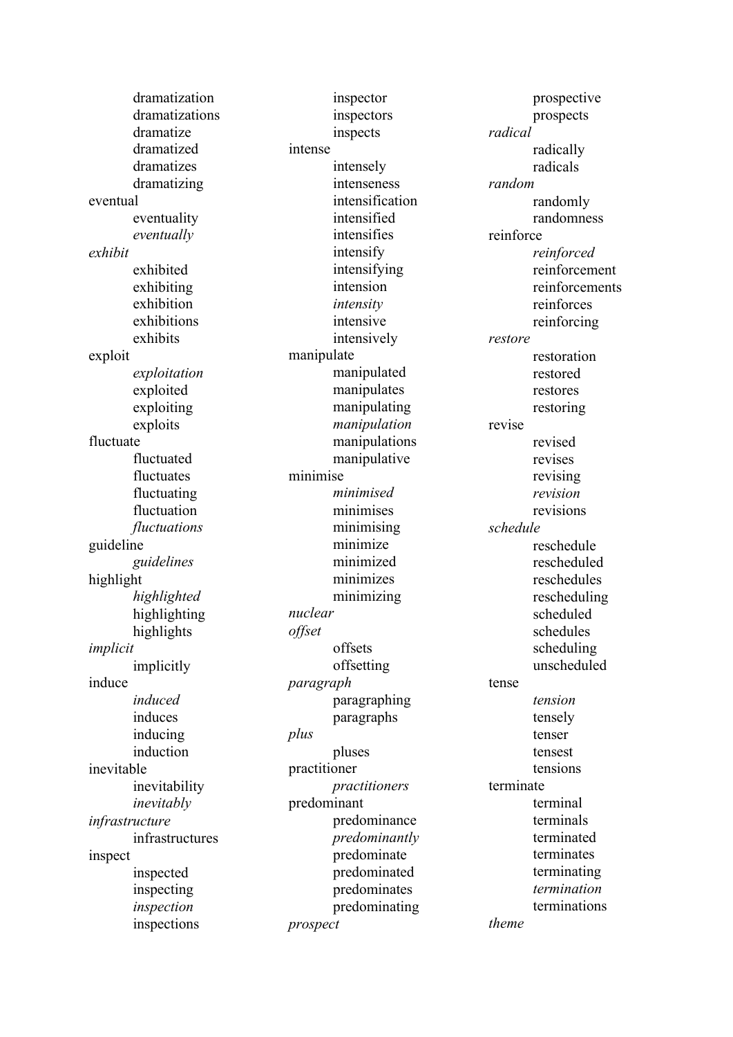dramatization
dramatizations
dramatize
dramatized
dramatizes
dramatizing

eventual
- eventuality
- *eventually*

*exhibit*
- exhibited
- exhibiting
- exhibition
- exhibitions
- exhibits

exploit
- *exploitation*
- exploited
- exploiting
- exploits

fluctuate
- fluctuated
- fluctuates
- fluctuating
- fluctuation
- *fluctuations*

guideline
- *guidelines*

highlight
- *highlighted*
- highlighting
- highlights

*implicit*
- implicitly

induce
- *induced*
- induces
- inducing
- induction

inevitable
- inevitability
- *inevitably*

*infrastructure*
- infrastructures

inspect
- inspected
- inspecting
- *inspection*
- inspections
- inspector
- inspectors
- inspects

intense
- intensely
- intenseness
- intensification
- intensified
- intensifies
- intensify
- intensifying
- intension
- *intensity*
- intensive
- intensively

manipulate
- manipulated
- manipulates
- manipulating
- *manipulation*
- manipulations
- manipulative

minimise
- *minimised*
- minimises
- minimising
- minimize
- minimized
- minimizes
- minimizing

*nuclear*

*offset*
- offsets
- offsetting

*paragraph*
- paragraphing
- paragraphs

*plus*
- pluses

practitioner
- *practitioners*

predominant
- predominance
- *predominantly*
- predominate
- predominated
- predominates
- predominating

*prospect*
- prospective
- prospects

*radical*
- radically
- radicals

*random*
- randomly
- randomness

reinforce
- *reinforced*
- reinforcement
- reinforcements
- reinforces
- reinforcing

*restore*
- restoration
- restored
- restores
- restoring

revise
- revised
- revises
- revising
- *revision*
- revisions

*schedule*
- reschedule
- rescheduled
- reschedules
- rescheduling
- scheduled
- schedules
- scheduling
- unscheduled

tense
- *tension*
- tensely
- tenser
- tensest
- tensions

terminate
- terminal
- terminals
- terminated
- terminates
- terminating
- *termination*
- terminations

*theme*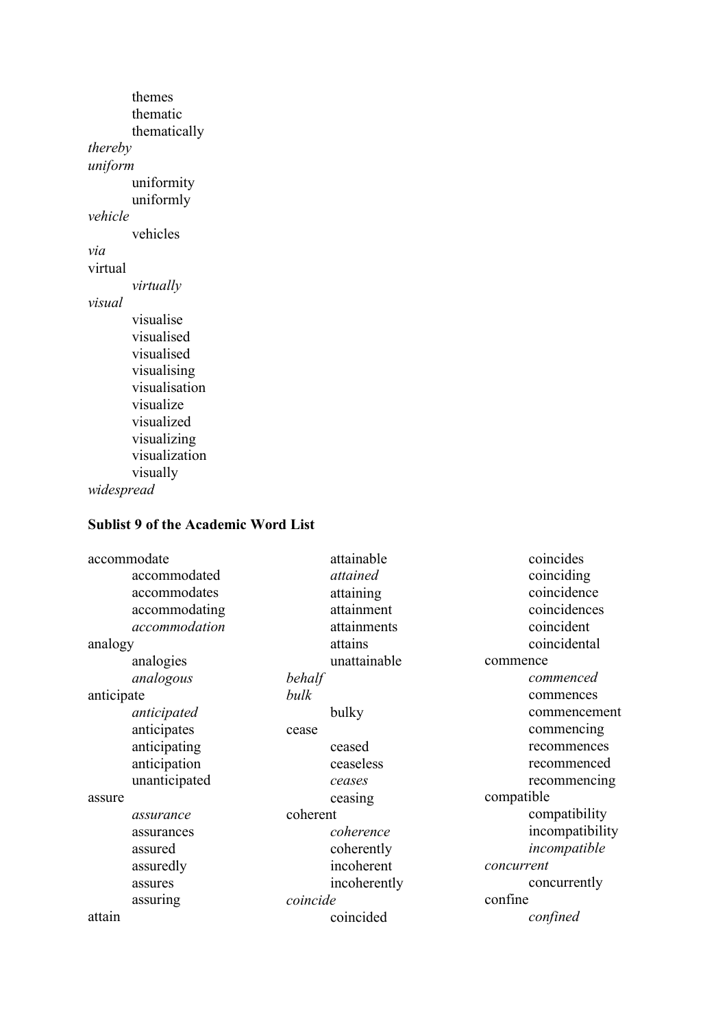themes
thematic
thematically

*thereby*

*uniform*

uniformity
uniformly

*vehicle*

vehicles

*via*

virtual

*virtually*

*visual*

visualise
visualised
visualised
visualising
visualisation
visualize
visualized
visualizing
visualization
visually

*widespread*

**Sublist 9 of the Academic Word List**

accommodate

accommodated
accommodates
accommodating
*accommodation*

analogy

analogies
*analogous*

anticipate

*anticipated*
anticipates
anticipating
anticipation
unanticipated

assure

*assurance*
assurances
assured
assuredly
assures
assuring

attain

attainable
*attained*
attaining
attainment
attainments
attains
unattainable

*behalf*

*bulk*

bulky

cease

ceased
ceaseless
*ceases*
ceasing

coherent

*coherence*
coherently
incoherent
incoherently

*coincide*

coincided
coincides
coinciding
coincidence
coincidences
coincident
coincidental

commence

*commenced*
commences
commencement
commencing
recommences
recommenced
recommencing

compatible

compatibility
incompatibility
*incompatible*

*concurrent*

concurrently

confine

*confined*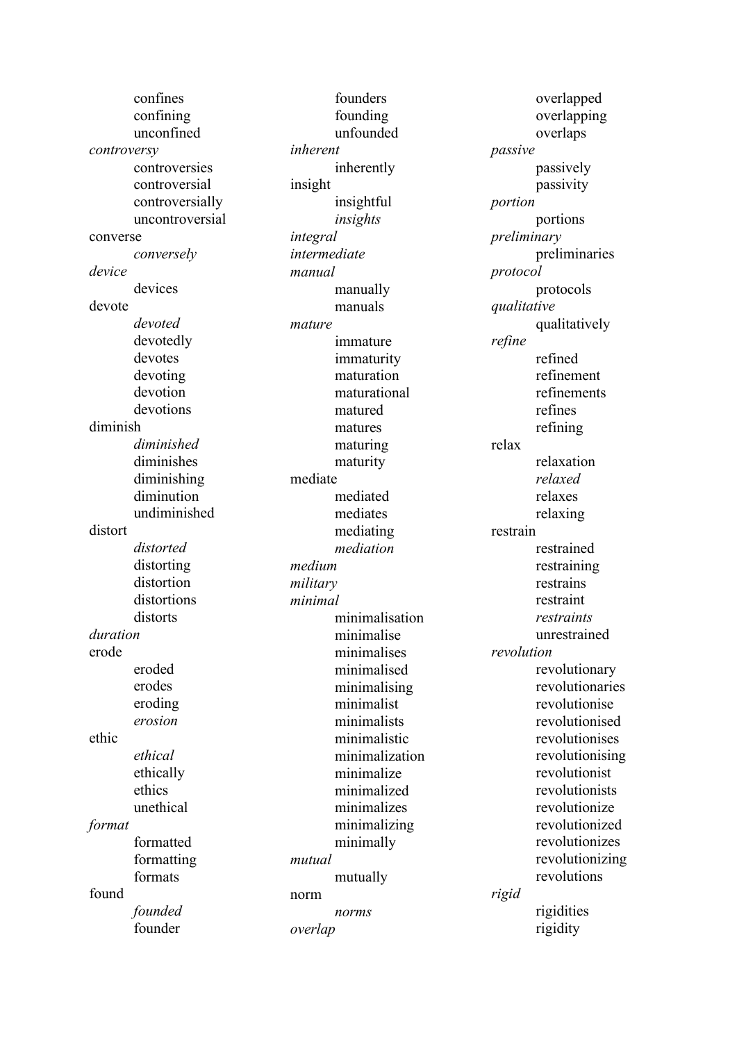confines
confining
unconfined

*controversy*
controversies
controversial
controversially
uncontroversial

converse
*conversely*

*device*
devices

devote
*devoted*
devotedly
devotes
devoting
devotion
devotions

diminish
*diminished*
diminishes
diminishing
diminution
undiminished

distort
*distorted*
distorting
distortion
distortions
distorts

*duration*

erode
eroded
erodes
eroding
*erosion*

ethic
*ethical*
ethically
ethics
unethical

*format*
formatted
formatting
formats

found
*founded*
founder
founders
founding
unfounded

*inherent*
inherently

insight
insightful
*insights*

*integral*

*intermediate*

*manual*
manually
manuals

*mature*
immature
immaturity
maturation
maturational
matured
matures
maturing
maturity

mediate
mediated
mediates
mediating
*mediation*

*medium*

*military*

*minimal*
minimalisation
minimalise
minimalises
minimalised
minimalising
minimalist
minimalists
minimalistic
minimalization
minimalize
minimalized
minimalizes
minimalizing
minimally

*mutual*
mutually

norm
*norms*

*overlap*
overlapped
overlapping
overlaps

*passive*
passively
passivity

*portion*
portions

*preliminary*
preliminaries

*protocol*
protocols

*qualitative*
qualitatively

*refine*
refined
refinement
refinements
refines
refining

relax
relaxation
*relaxed*
relaxes
relaxing

restrain
restrained
restraining
restrains
restraint
*restraints*
unrestrained

*revolution*
revolutionary
revolutionaries
revolutionise
revolutionised
revolutionises
revolutionising
revolutionist
revolutionists
revolutionize
revolutionized
revolutionizes
revolutionizing
revolutions

*rigid*
rigidities
rigidity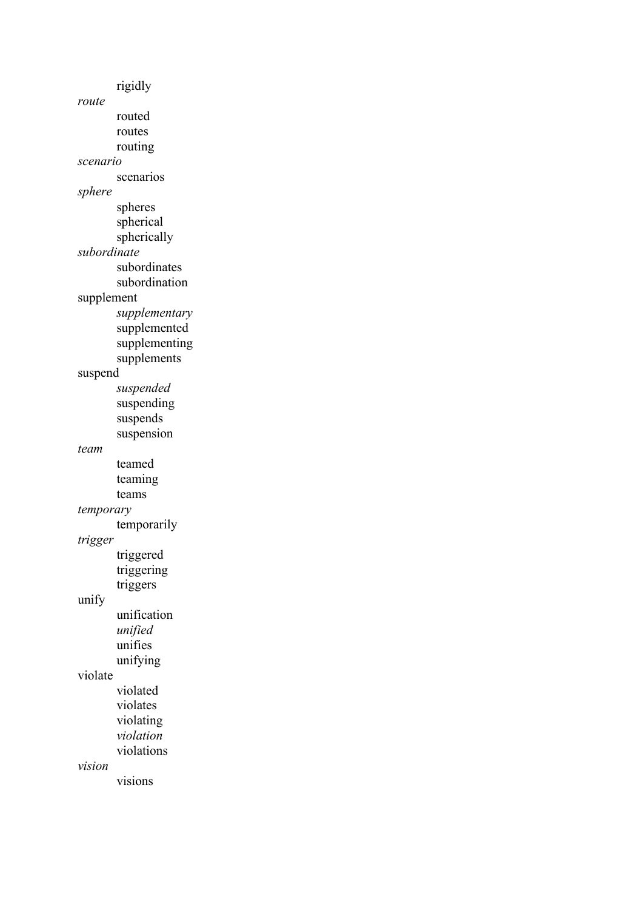rigidly

*route*

routed

routes

routing

*scenario*

scenarios

*sphere*

spheres

spherical

spherically

*subordinate*

subordinates

subordination

supplement

*supplementary*

supplemented

supplementing

supplements

suspend

*suspended*

suspending

suspends

suspension

*team*

teamed

teaming

teams

*temporary*

temporarily

*trigger*

triggered

triggering

triggers

unify

unification

*unified*

unifies

unifying

violate

violated

violates

violating

*violation*

violations

*vision*

visions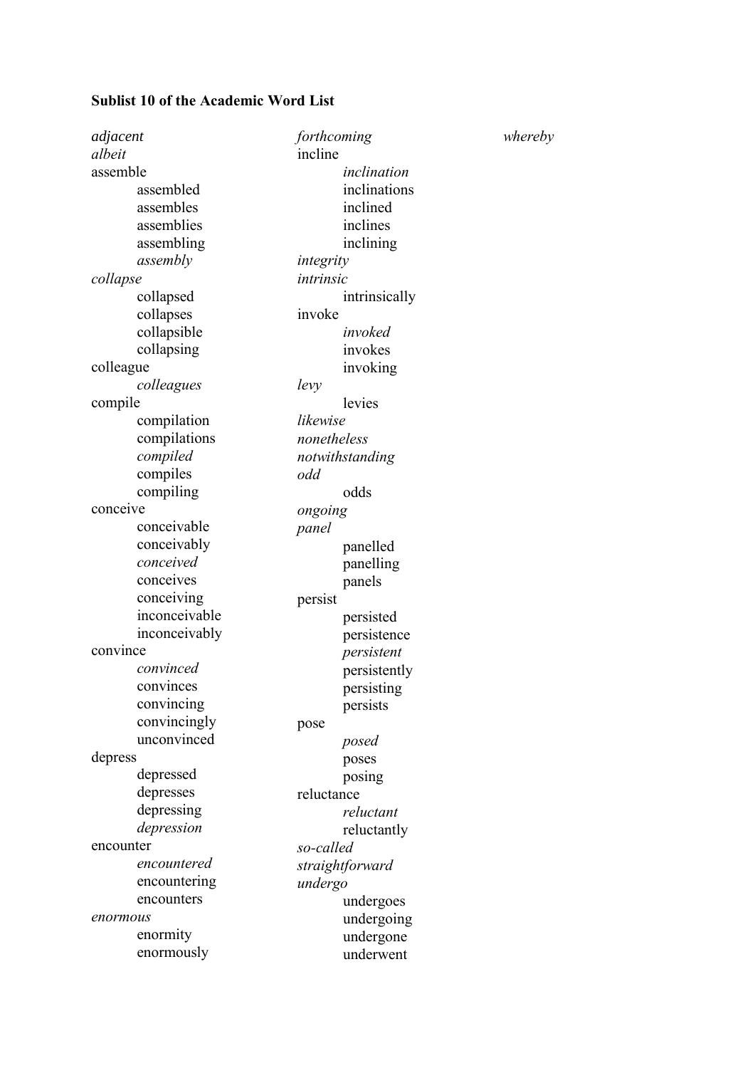**Sublist 10 of the Academic Word List**

*adjacent*
*albeit*
assemble
- assembled
- assembles
- assemblies
- assembling
- *assembly*

*collapse*
- collapsed
- collapses
- collapsible
- collapsing

colleague
- *colleagues*

compile
- compilation
- compilations
- *compiled*
- compiles
- compiling

conceive
- conceivable
- conceivably
- *conceived*
- conceives
- conceiving
- inconceivable
- inconceivably

convince
- *convinced*
- convinces
- convincing
- convincingly
- unconvinced

depress
- depressed
- depresses
- depressing
- *depression*

encounter
- *encountered*
- encountering
- encounters

*enormous*
- enormity
- enormously

*forthcoming*
incline
- *inclination*
- inclinations
- inclined
- inclines
- inclining

*integrity*
*intrinsic*
- intrinsically

invoke
- *invoked*
- invokes
- invoking

*levy*
- levies

*likewise*
*nonetheless*
*notwithstanding*
*odd*
- odds

*ongoing*
*panel*
- panelled
- panelling
- panels

persist
- persisted
- persistence
- *persistent*
- persistently
- persisting
- persists

pose
- *posed*
- poses
- posing

reluctance
- *reluctant*
- reluctantly

*so-called*
*straightforward*
*undergo*
- undergoes
- undergoing
- undergone
- underwent

*whereby*